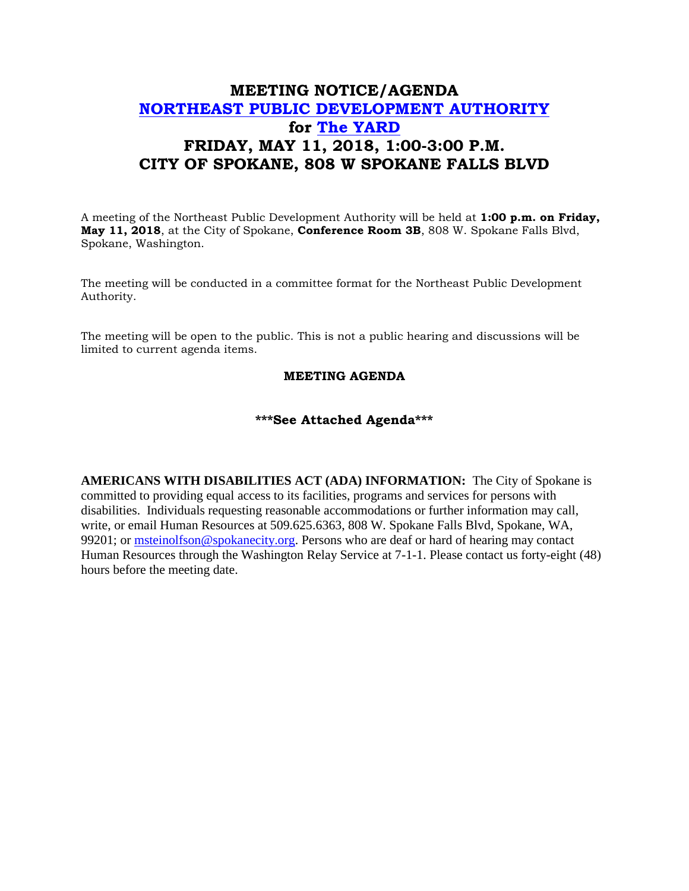# MEETING NOTICE/AGENDA
# NORTHEAST PUBLIC DEVELOPMENT AUTHORITY
# for The YARD
# FRIDAY, MAY 11, 2018, 1:00-3:00 P.M.
# CITY OF SPOKANE, 808 W SPOKANE FALLS BLVD

A meeting of the Northeast Public Development Authority will be held at **1:00 p.m. on Friday, May 11, 2018**, at the City of Spokane, **Conference Room 3B**, 808 W. Spokane Falls Blvd, Spokane, Washington.

The meeting will be conducted in a committee format for the Northeast Public Development Authority.

The meeting will be open to the public. This is not a public hearing and discussions will be limited to current agenda items.

**MEETING AGENDA**

**\*\*\*See Attached Agenda\*\*\***

**AMERICANS WITH DISABILITIES ACT (ADA) INFORMATION:** The City of Spokane is committed to providing equal access to its facilities, programs and services for persons with disabilities. Individuals requesting reasonable accommodations or further information may call, write, or email Human Resources at 509.625.6363, 808 W. Spokane Falls Blvd, Spokane, WA, 99201; or msteinolfson@spokanecity.org. Persons who are deaf or hard of hearing may contact Human Resources through the Washington Relay Service at 7-1-1. Please contact us forty-eight (48) hours before the meeting date.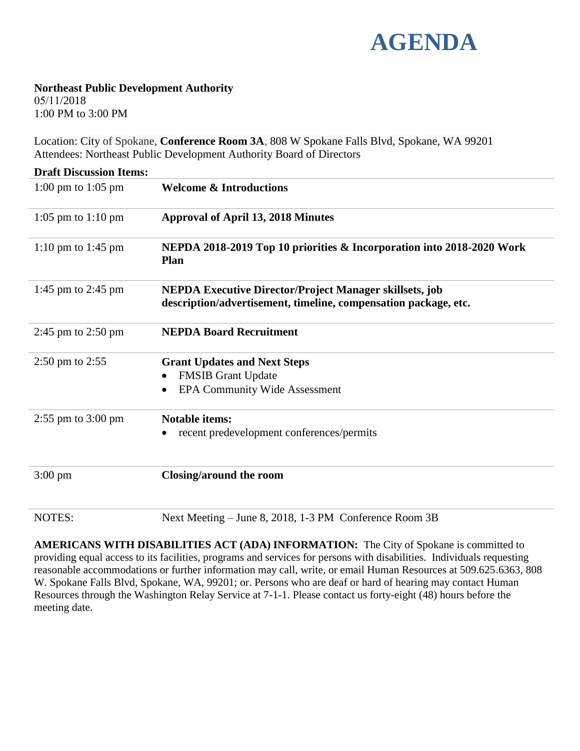# AGENDA

**Northeast Public Development Authority**
05/11/2018
1:00 PM to 3:00 PM

Location: City of Spokane, **Conference Room 3A**, 808 W Spokane Falls Blvd, Spokane, WA 99201
Attendees: Northeast Public Development Authority Board of Directors

**Draft Discussion Items:**

| | |
|---|---|
| 1:00 pm to 1:05 pm | **Welcome & Introductions** |
| 1:05 pm to 1:10 pm | **Approval of April 13, 2018 Minutes** |
| 1:10 pm to 1:45 pm | **NEPDA 2018-2019 Top 10 priorities & Incorporation into 2018-2020 Work Plan** |
| 1:45 pm to 2:45 pm | **NEPDA Executive Director/Project Manager skillsets, job description/advertisement, timeline, compensation package, etc.** |
| 2:45 pm to 2:50 pm | **NEPDA Board Recruitment** |
| 2:50 pm to 2:55 | **Grant Updates and Next Steps** <br> • FMSIB Grant Update <br> • EPA Community Wide Assessment |
| 2:55 pm to 3:00 pm | **Notable items:** <br> • recent predevelopment conferences/permits |
| 3:00 pm | **Closing/around the room** |
| NOTES: | Next Meeting – June 8, 2018, 1-3 PM Conference Room 3B |

**AMERICANS WITH DISABILITIES ACT (ADA) INFORMATION:** The City of Spokane is committed to providing equal access to its facilities, programs and services for persons with disabilities. Individuals requesting reasonable accommodations or further information may call, write, or email Human Resources at 509.625.6363, 808 W. Spokane Falls Blvd, Spokane, WA, 99201; or. Persons who are deaf or hard of hearing may contact Human Resources through the Washington Relay Service at 7-1-1. Please contact us forty-eight (48) hours before the meeting date.